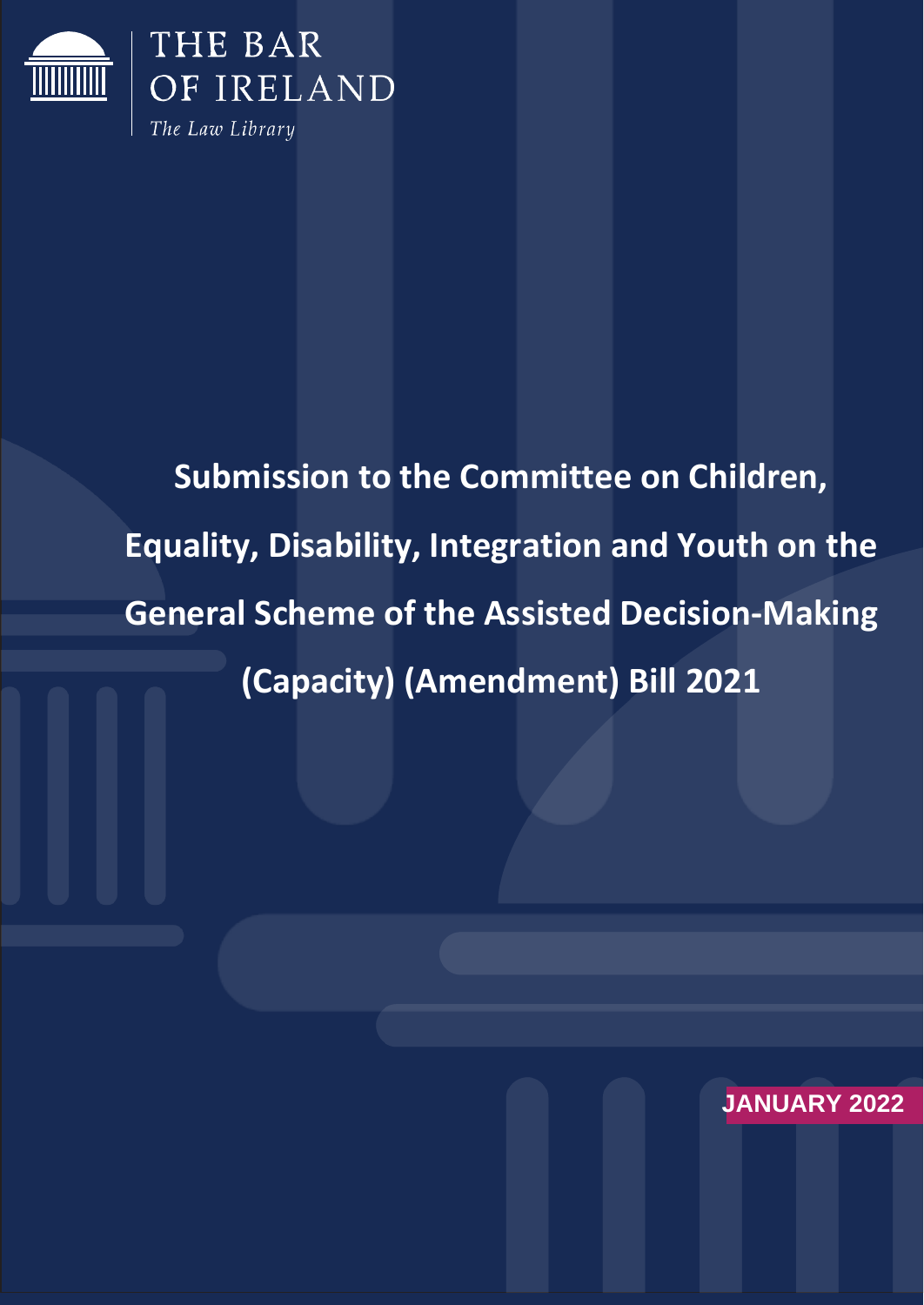THE BAR
OF IRELAND
*The Law Library*

# Submission to the Committee on Children, Equality, Disability, Integration and Youth on the General Scheme of the Assisted Decision-Making (Capacity) (Amendment) Bill 2021

**JANUARY 2022**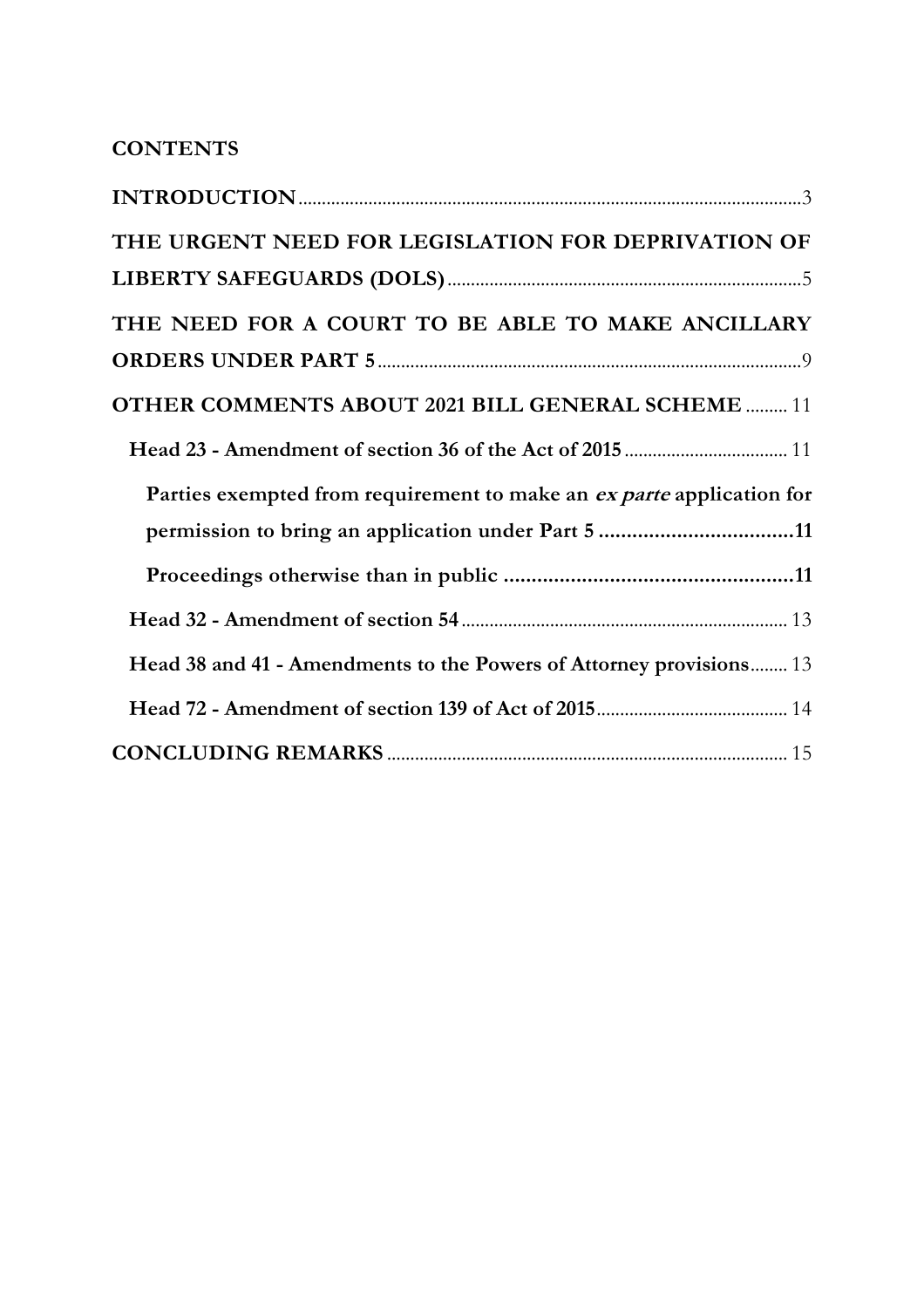**CONTENTS**

**INTRODUCTION** .......... 3

**THE URGENT NEED FOR LEGISLATION FOR DEPRIVATION OF LIBERTY SAFEGUARDS (DOLS)** .......... 5

**THE NEED FOR A COURT TO BE ABLE TO MAKE ANCILLARY ORDERS UNDER PART 5** .......... 9

**OTHER COMMENTS ABOUT 2021 BILL GENERAL SCHEME** .......... 11

- **Head 23 - Amendment of section 36 of the Act of 2015** .......... 11
  - **Parties exempted from requirement to make an *ex parte* application for permission to bring an application under Part 5** .......... 11
  - **Proceedings otherwise than in public** .......... 11
- **Head 32 - Amendment of section 54** .......... 13
- **Head 38 and 41 - Amendments to the Powers of Attorney provisions** .......... 13
- **Head 72 - Amendment of section 139 of Act of 2015** .......... 14

**CONCLUDING REMARKS** .......... 15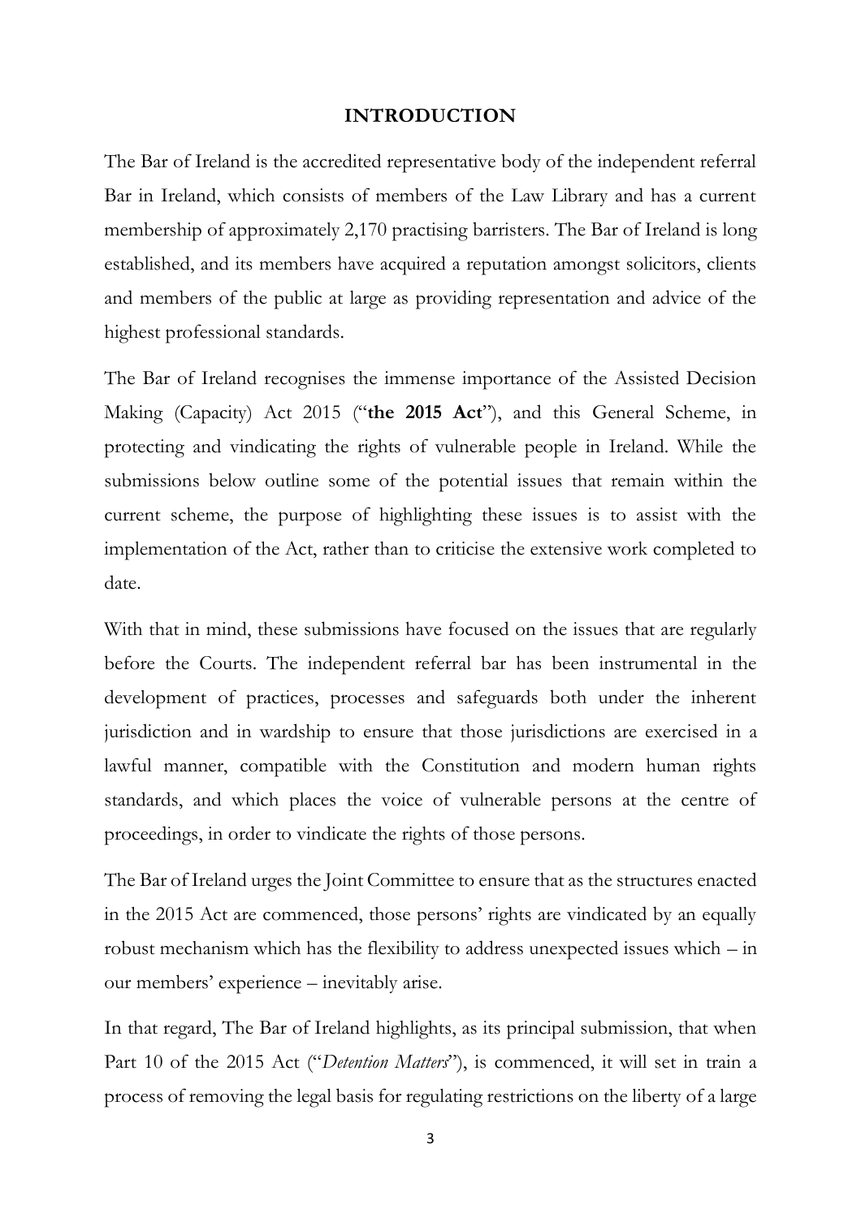## INTRODUCTION

The Bar of Ireland is the accredited representative body of the independent referral Bar in Ireland, which consists of members of the Law Library and has a current membership of approximately 2,170 practising barristers. The Bar of Ireland is long established, and its members have acquired a reputation amongst solicitors, clients and members of the public at large as providing representation and advice of the highest professional standards.

The Bar of Ireland recognises the immense importance of the Assisted Decision Making (Capacity) Act 2015 ("**the 2015 Act**"), and this General Scheme, in protecting and vindicating the rights of vulnerable people in Ireland. While the submissions below outline some of the potential issues that remain within the current scheme, the purpose of highlighting these issues is to assist with the implementation of the Act, rather than to criticise the extensive work completed to date.

With that in mind, these submissions have focused on the issues that are regularly before the Courts. The independent referral bar has been instrumental in the development of practices, processes and safeguards both under the inherent jurisdiction and in wardship to ensure that those jurisdictions are exercised in a lawful manner, compatible with the Constitution and modern human rights standards, and which places the voice of vulnerable persons at the centre of proceedings, in order to vindicate the rights of those persons.

The Bar of Ireland urges the Joint Committee to ensure that as the structures enacted in the 2015 Act are commenced, those persons' rights are vindicated by an equally robust mechanism which has the flexibility to address unexpected issues which – in our members' experience – inevitably arise.

In that regard, The Bar of Ireland highlights, as its principal submission, that when Part 10 of the 2015 Act ("*Detention Matters*"), is commenced, it will set in train a process of removing the legal basis for regulating restrictions on the liberty of a large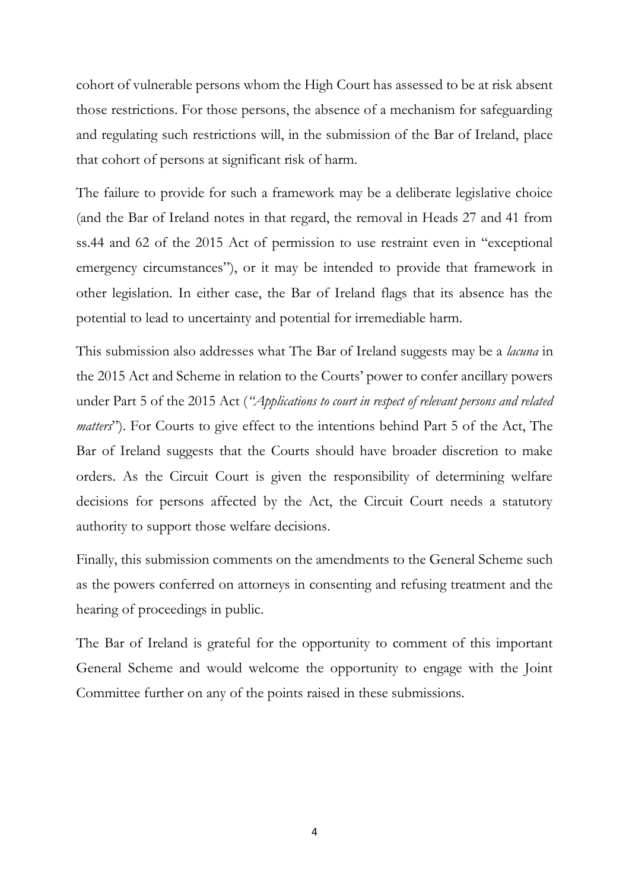cohort of vulnerable persons whom the High Court has assessed to be at risk absent those restrictions. For those persons, the absence of a mechanism for safeguarding and regulating such restrictions will, in the submission of the Bar of Ireland, place that cohort of persons at significant risk of harm.

The failure to provide for such a framework may be a deliberate legislative choice (and the Bar of Ireland notes in that regard, the removal in Heads 27 and 41 from ss.44 and 62 of the 2015 Act of permission to use restraint even in "exceptional emergency circumstances"), or it may be intended to provide that framework in other legislation. In either case, the Bar of Ireland flags that its absence has the potential to lead to uncertainty and potential for irremediable harm.

This submission also addresses what The Bar of Ireland suggests may be a *lacuna* in the 2015 Act and Scheme in relation to the Courts' power to confer ancillary powers under Part 5 of the 2015 Act (*"Applications to court in respect of relevant persons and related matters*"). For Courts to give effect to the intentions behind Part 5 of the Act, The Bar of Ireland suggests that the Courts should have broader discretion to make orders. As the Circuit Court is given the responsibility of determining welfare decisions for persons affected by the Act, the Circuit Court needs a statutory authority to support those welfare decisions.

Finally, this submission comments on the amendments to the General Scheme such as the powers conferred on attorneys in consenting and refusing treatment and the hearing of proceedings in public.

The Bar of Ireland is grateful for the opportunity to comment of this important General Scheme and would welcome the opportunity to engage with the Joint Committee further on any of the points raised in these submissions.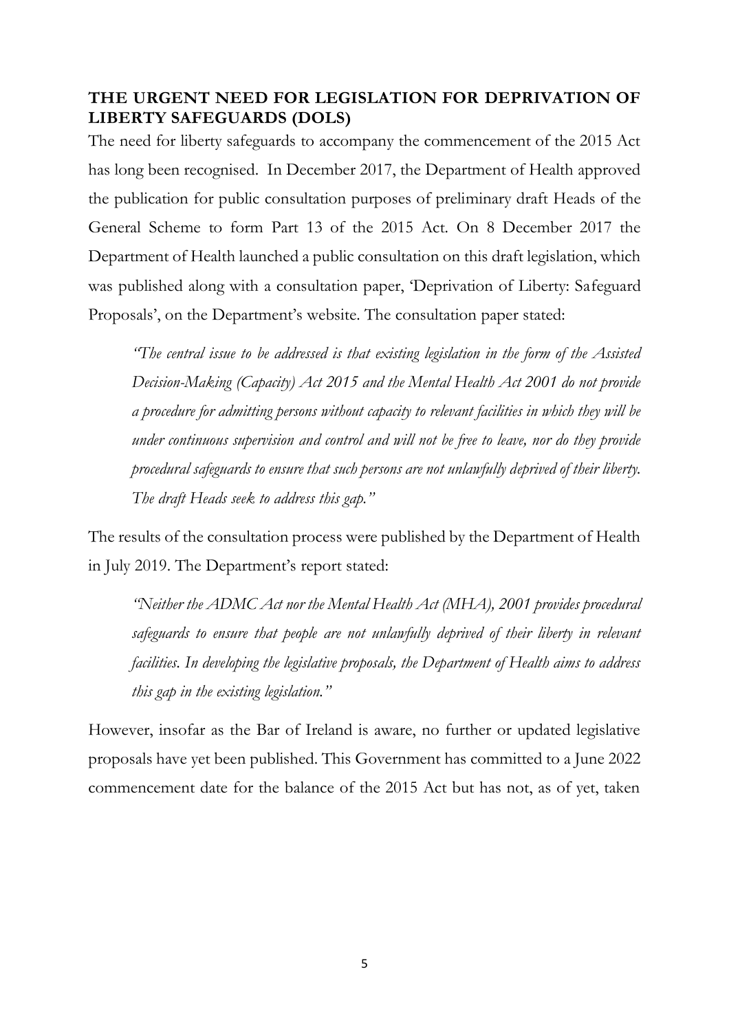## THE URGENT NEED FOR LEGISLATION FOR DEPRIVATION OF LIBERTY SAFEGUARDS (DOLS)

The need for liberty safeguards to accompany the commencement of the 2015 Act has long been recognised. In December 2017, the Department of Health approved the publication for public consultation purposes of preliminary draft Heads of the General Scheme to form Part 13 of the 2015 Act. On 8 December 2017 the Department of Health launched a public consultation on this draft legislation, which was published along with a consultation paper, 'Deprivation of Liberty: Safeguard Proposals', on the Department's website. The consultation paper stated:

> *"The central issue to be addressed is that existing legislation in the form of the Assisted Decision-Making (Capacity) Act 2015 and the Mental Health Act 2001 do not provide a procedure for admitting persons without capacity to relevant facilities in which they will be under continuous supervision and control and will not be free to leave, nor do they provide procedural safeguards to ensure that such persons are not unlawfully deprived of their liberty. The draft Heads seek to address this gap."*

The results of the consultation process were published by the Department of Health in July 2019. The Department's report stated:

> *"Neither the ADMC Act nor the Mental Health Act (MHA), 2001 provides procedural safeguards to ensure that people are not unlawfully deprived of their liberty in relevant facilities. In developing the legislative proposals, the Department of Health aims to address this gap in the existing legislation."*

However, insofar as the Bar of Ireland is aware, no further or updated legislative proposals have yet been published. This Government has committed to a June 2022 commencement date for the balance of the 2015 Act but has not, as of yet, taken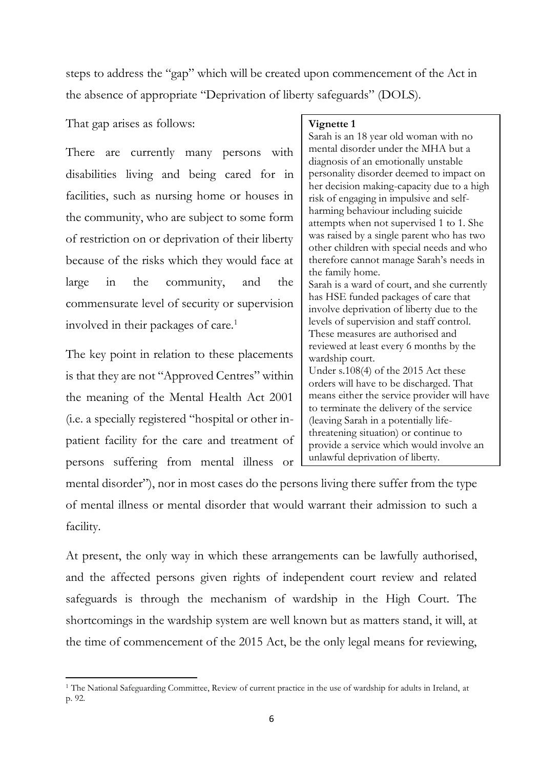steps to address the "gap" which will be created upon commencement of the Act in the absence of appropriate "Deprivation of liberty safeguards" (DOLS).

That gap arises as follows:

There are currently many persons with disabilities living and being cared for in facilities, such as nursing home or houses in the community, who are subject to some form of restriction on or deprivation of their liberty because of the risks which they would face at large in the community, and the commensurate level of security or supervision involved in their packages of care.[1]

The key point in relation to these placements is that they are not "Approved Centres" within the meaning of the Mental Health Act 2001 (i.e. a specially registered "hospital or other in-patient facility for the care and treatment of persons suffering from mental illness or mental disorder"), nor in most cases do the persons living there suffer from the type of mental illness or mental disorder that would warrant their admission to such a facility.

> **Vignette 1**
>
> Sarah is an 18 year old woman with no mental disorder under the MHA but a diagnosis of an emotionally unstable personality disorder deemed to impact on her decision making-capacity due to a high risk of engaging in impulsive and self-harming behaviour including suicide attempts when not supervised 1 to 1. She was raised by a single parent who has two other children with special needs and who therefore cannot manage Sarah's needs in the family home.
>
> Sarah is a ward of court, and she currently has HSE funded packages of care that involve deprivation of liberty due to the levels of supervision and staff control. These measures are authorised and reviewed at least every 6 months by the wardship court.
>
> Under s.108(4) of the 2015 Act these orders will have to be discharged. That means either the service provider will have to terminate the delivery of the service (leaving Sarah in a potentially life-threatening situation) or continue to provide a service which would involve an unlawful deprivation of liberty.

At present, the only way in which these arrangements can be lawfully authorised, and the affected persons given rights of independent court review and related safeguards is through the mechanism of wardship in the High Court. The shortcomings in the wardship system are well known but as matters stand, it will, at the time of commencement of the 2015 Act, be the only legal means for reviewing,

[1] The National Safeguarding Committee, Review of current practice in the use of wardship for adults in Ireland, at p. 92.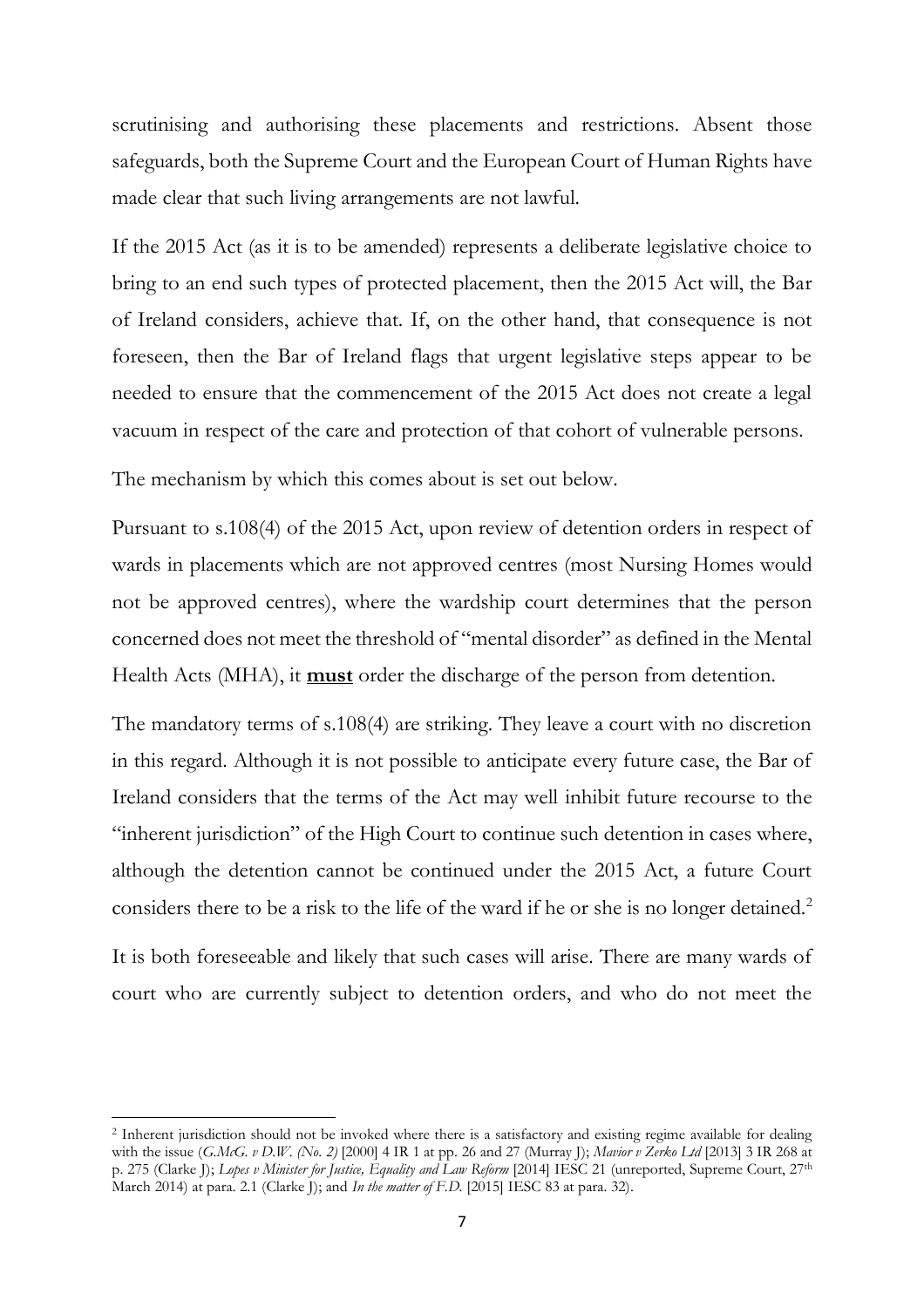scrutinising and authorising these placements and restrictions. Absent those safeguards, both the Supreme Court and the European Court of Human Rights have made clear that such living arrangements are not lawful.

If the 2015 Act (as it is to be amended) represents a deliberate legislative choice to bring to an end such types of protected placement, then the 2015 Act will, the Bar of Ireland considers, achieve that. If, on the other hand, that consequence is not foreseen, then the Bar of Ireland flags that urgent legislative steps appear to be needed to ensure that the commencement of the 2015 Act does not create a legal vacuum in respect of the care and protection of that cohort of vulnerable persons.

The mechanism by which this comes about is set out below.

Pursuant to s.108(4) of the 2015 Act, upon review of detention orders in respect of wards in placements which are not approved centres (most Nursing Homes would not be approved centres), where the wardship court determines that the person concerned does not meet the threshold of "mental disorder" as defined in the Mental Health Acts (MHA), it **must** order the discharge of the person from detention.

The mandatory terms of s.108(4) are striking. They leave a court with no discretion in this regard. Although it is not possible to anticipate every future case, the Bar of Ireland considers that the terms of the Act may well inhibit future recourse to the "inherent jurisdiction" of the High Court to continue such detention in cases where, although the detention cannot be continued under the 2015 Act, a future Court considers there to be a risk to the life of the ward if he or she is no longer detained.[2]

It is both foreseeable and likely that such cases will arise. There are many wards of court who are currently subject to detention orders, and who do not meet the

[2] Inherent jurisdiction should not be invoked where there is a satisfactory and existing regime available for dealing with the issue (*G.McG. v D.W. (No. 2)* [2000] 4 IR 1 at pp. 26 and 27 (Murray J); *Mavior v Zerko Ltd* [2013] 3 IR 268 at p. 275 (Clarke J); *Lopes v Minister for Justice, Equality and Law Reform* [2014] IESC 21 (unreported, Supreme Court, 27th March 2014) at para. 2.1 (Clarke J); and *In the matter of F.D.* [2015] IESC 83 at para. 32).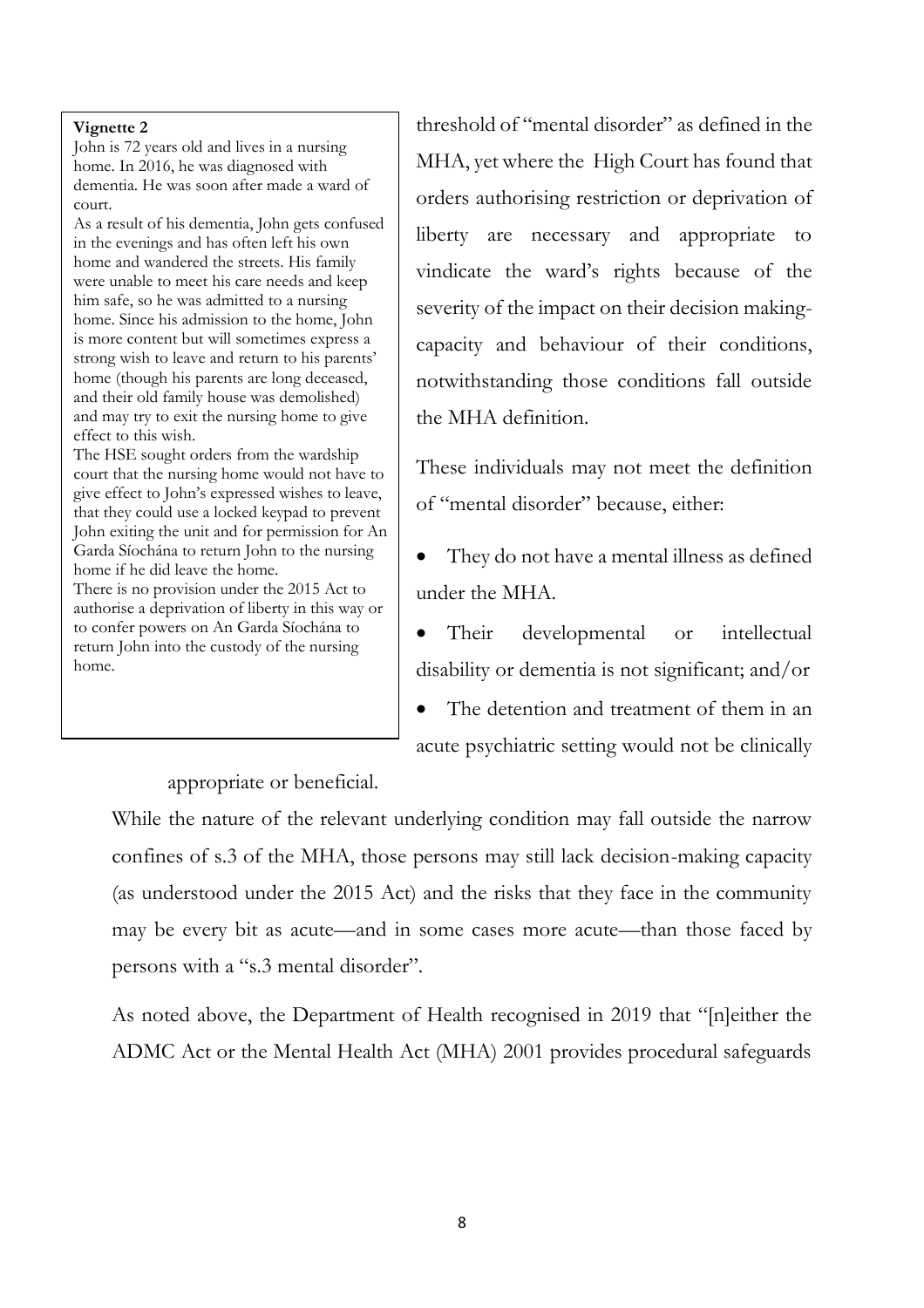> **Vignette 2**
>
> John is 72 years old and lives in a nursing home. In 2016, he was diagnosed with dementia. He was soon after made a ward of court.
>
> As a result of his dementia, John gets confused in the evenings and has often left his own home and wandered the streets. His family were unable to meet his care needs and keep him safe, so he was admitted to a nursing home. Since his admission to the home, John is more content but will sometimes express a strong wish to leave and return to his parents' home (though his parents are long deceased, and their old family house was demolished) and may try to exit the nursing home to give effect to this wish.
>
> The HSE sought orders from the wardship court that the nursing home would not have to give effect to John's expressed wishes to leave, that they could use a locked keypad to prevent John exiting the unit and for permission for An Garda Síochána to return John to the nursing home if he did leave the home.
>
> There is no provision under the 2015 Act to authorise a deprivation of liberty in this way or to confer powers on An Garda Síochána to return John into the custody of the nursing home.

threshold of "mental disorder" as defined in the MHA, yet where the High Court has found that orders authorising restriction or deprivation of liberty are necessary and appropriate to vindicate the ward's rights because of the severity of the impact on their decision making-capacity and behaviour of their conditions, notwithstanding those conditions fall outside the MHA definition.

These individuals may not meet the definition of "mental disorder" because, either:

- They do not have a mental illness as defined under the MHA.
- Their developmental or intellectual disability or dementia is not significant; and/or
- The detention and treatment of them in an acute psychiatric setting would not be clinically appropriate or beneficial.

While the nature of the relevant underlying condition may fall outside the narrow confines of s.3 of the MHA, those persons may still lack decision-making capacity (as understood under the 2015 Act) and the risks that they face in the community may be every bit as acute—and in some cases more acute—than those faced by persons with a "s.3 mental disorder".

As noted above, the Department of Health recognised in 2019 that "[n]either the ADMC Act or the Mental Health Act (MHA) 2001 provides procedural safeguards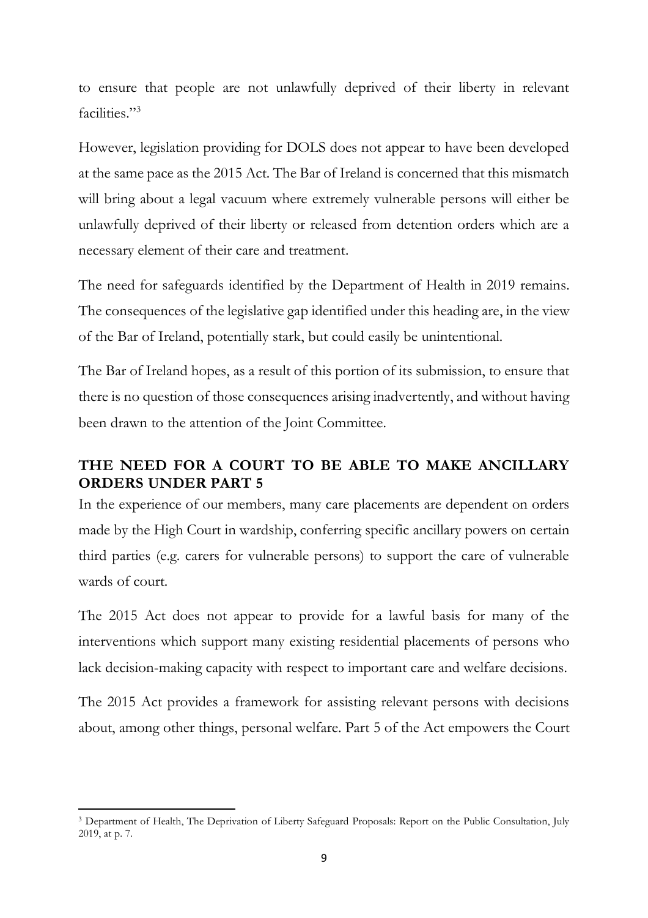to ensure that people are not unlawfully deprived of their liberty in relevant facilities."[3]

However, legislation providing for DOLS does not appear to have been developed at the same pace as the 2015 Act. The Bar of Ireland is concerned that this mismatch will bring about a legal vacuum where extremely vulnerable persons will either be unlawfully deprived of their liberty or released from detention orders which are a necessary element of their care and treatment.

The need for safeguards identified by the Department of Health in 2019 remains. The consequences of the legislative gap identified under this heading are, in the view of the Bar of Ireland, potentially stark, but could easily be unintentional.

The Bar of Ireland hopes, as a result of this portion of its submission, to ensure that there is no question of those consequences arising inadvertently, and without having been drawn to the attention of the Joint Committee.

## THE NEED FOR A COURT TO BE ABLE TO MAKE ANCILLARY ORDERS UNDER PART 5

In the experience of our members, many care placements are dependent on orders made by the High Court in wardship, conferring specific ancillary powers on certain third parties (e.g. carers for vulnerable persons) to support the care of vulnerable wards of court.

The 2015 Act does not appear to provide for a lawful basis for many of the interventions which support many existing residential placements of persons who lack decision-making capacity with respect to important care and welfare decisions.

The 2015 Act provides a framework for assisting relevant persons with decisions about, among other things, personal welfare. Part 5 of the Act empowers the Court

[3] Department of Health, The Deprivation of Liberty Safeguard Proposals: Report on the Public Consultation, July 2019, at p. 7.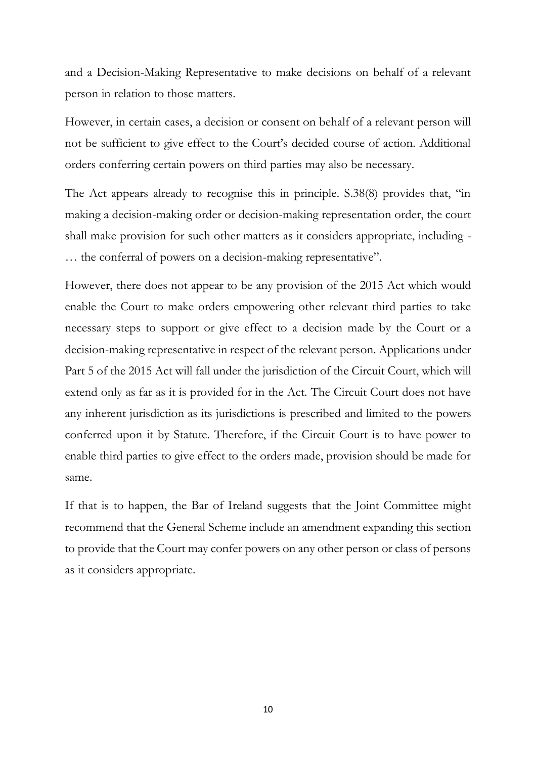and a Decision-Making Representative to make decisions on behalf of a relevant person in relation to those matters.

However, in certain cases, a decision or consent on behalf of a relevant person will not be sufficient to give effect to the Court's decided course of action. Additional orders conferring certain powers on third parties may also be necessary.

The Act appears already to recognise this in principle. S.38(8) provides that, "in making a decision-making order or decision-making representation order, the court shall make provision for such other matters as it considers appropriate, including - … the conferral of powers on a decision-making representative".

However, there does not appear to be any provision of the 2015 Act which would enable the Court to make orders empowering other relevant third parties to take necessary steps to support or give effect to a decision made by the Court or a decision-making representative in respect of the relevant person. Applications under Part 5 of the 2015 Act will fall under the jurisdiction of the Circuit Court, which will extend only as far as it is provided for in the Act. The Circuit Court does not have any inherent jurisdiction as its jurisdictions is prescribed and limited to the powers conferred upon it by Statute. Therefore, if the Circuit Court is to have power to enable third parties to give effect to the orders made, provision should be made for same.

If that is to happen, the Bar of Ireland suggests that the Joint Committee might recommend that the General Scheme include an amendment expanding this section to provide that the Court may confer powers on any other person or class of persons as it considers appropriate.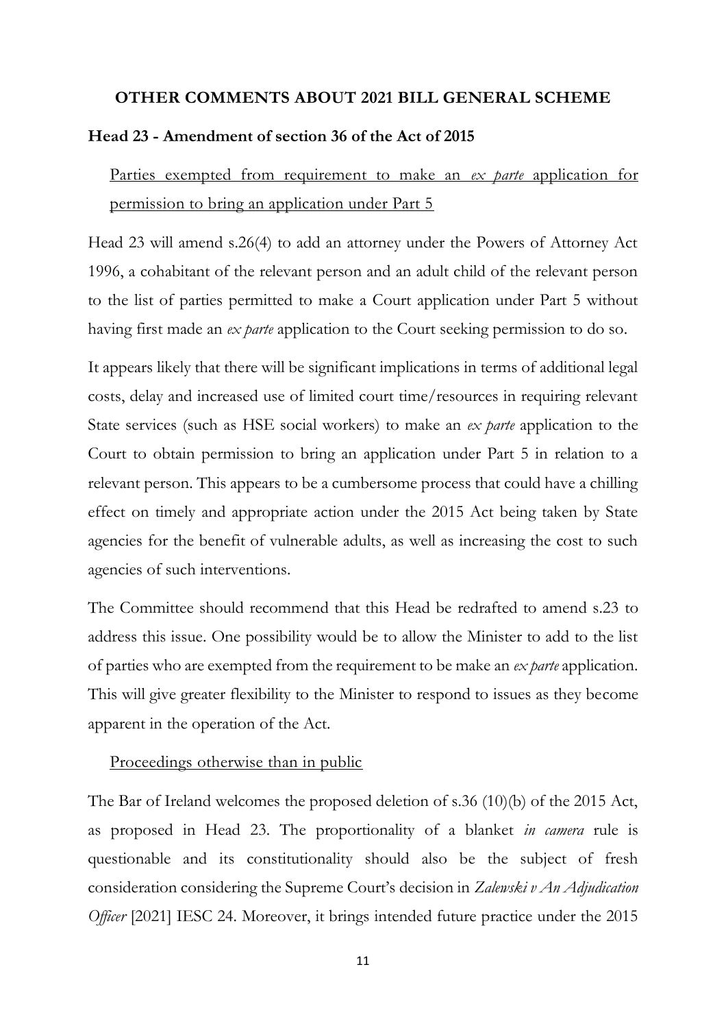**OTHER COMMENTS ABOUT 2021 BILL GENERAL SCHEME**

**Head 23 - Amendment of section 36 of the Act of 2015**

Parties exempted from requirement to make an *ex parte* application for permission to bring an application under Part 5

Head 23 will amend s.26(4) to add an attorney under the Powers of Attorney Act 1996, a cohabitant of the relevant person and an adult child of the relevant person to the list of parties permitted to make a Court application under Part 5 without having first made an *ex parte* application to the Court seeking permission to do so.

It appears likely that there will be significant implications in terms of additional legal costs, delay and increased use of limited court time/resources in requiring relevant State services (such as HSE social workers) to make an *ex parte* application to the Court to obtain permission to bring an application under Part 5 in relation to a relevant person. This appears to be a cumbersome process that could have a chilling effect on timely and appropriate action under the 2015 Act being taken by State agencies for the benefit of vulnerable adults, as well as increasing the cost to such agencies of such interventions.

The Committee should recommend that this Head be redrafted to amend s.23 to address this issue. One possibility would be to allow the Minister to add to the list of parties who are exempted from the requirement to be make an *ex parte* application. This will give greater flexibility to the Minister to respond to issues as they become apparent in the operation of the Act.

Proceedings otherwise than in public

The Bar of Ireland welcomes the proposed deletion of s.36 (10)(b) of the 2015 Act, as proposed in Head 23. The proportionality of a blanket *in camera* rule is questionable and its constitutionality should also be the subject of fresh consideration considering the Supreme Court's decision in *Zalewski v An Adjudication Officer* [2021] IESC 24. Moreover, it brings intended future practice under the 2015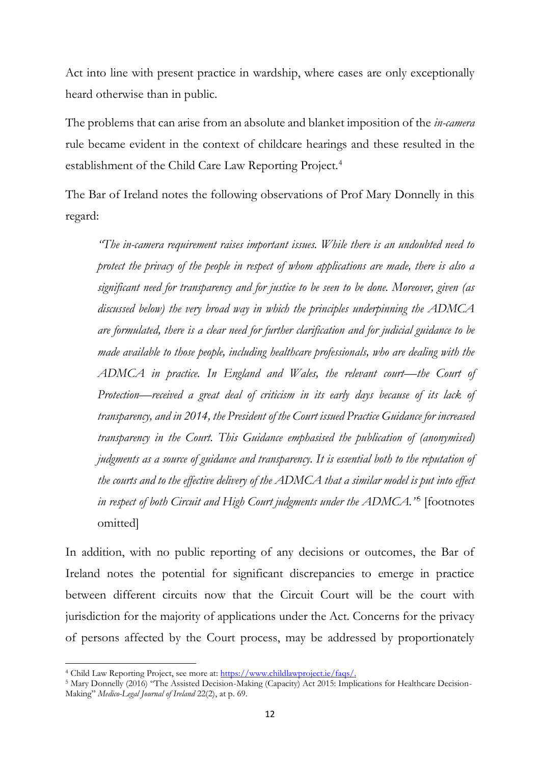Act into line with present practice in wardship, where cases are only exceptionally heard otherwise than in public.

The problems that can arise from an absolute and blanket imposition of the *in-camera* rule became evident in the context of childcare hearings and these resulted in the establishment of the Child Care Law Reporting Project.[4]

The Bar of Ireland notes the following observations of Prof Mary Donnelly in this regard:

> *"The in-camera requirement raises important issues. While there is an undoubted need to protect the privacy of the people in respect of whom applications are made, there is also a significant need for transparency and for justice to be seen to be done. Moreover, given (as discussed below) the very broad way in which the principles underpinning the ADMCA are formulated, there is a clear need for further clarification and for judicial guidance to be made available to those people, including healthcare professionals, who are dealing with the ADMCA in practice. In England and Wales, the relevant court—the Court of Protection—received a great deal of criticism in its early days because of its lack of transparency, and in 2014, the President of the Court issued Practice Guidance for increased transparency in the Court. This Guidance emphasised the publication of (anonymised) judgments as a source of guidance and transparency. It is essential both to the reputation of the courts and to the effective delivery of the ADMCA that a similar model is put into effect in respect of both Circuit and High Court judgments under the ADMCA."*[5] [footnotes omitted]

In addition, with no public reporting of any decisions or outcomes, the Bar of Ireland notes the potential for significant discrepancies to emerge in practice between different circuits now that the Circuit Court will be the court with jurisdiction for the majority of applications under the Act. Concerns for the privacy of persons affected by the Court process, may be addressed by proportionately

---

[4] Child Law Reporting Project, see more at: https://www.childlawproject.ie/faqs/.

[5] Mary Donnelly (2016) "The Assisted Decision-Making (Capacity) Act 2015: Implications for Healthcare Decision-Making" *Medico-Legal Journal of Ireland* 22(2), at p. 69.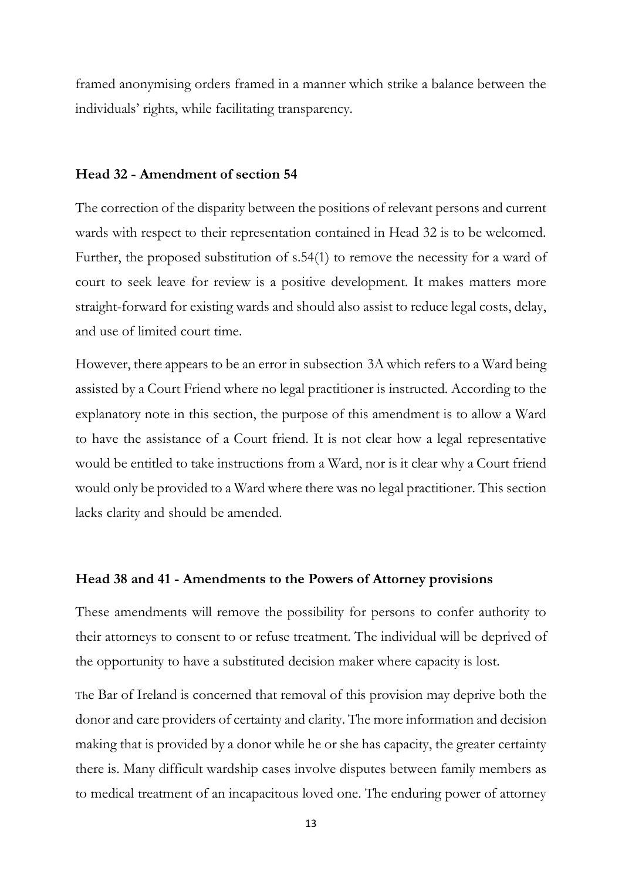framed anonymising orders framed in a manner which strike a balance between the individuals' rights, while facilitating transparency.

**Head 32 - Amendment of section 54**

The correction of the disparity between the positions of relevant persons and current wards with respect to their representation contained in Head 32 is to be welcomed. Further, the proposed substitution of s.54(1) to remove the necessity for a ward of court to seek leave for review is a positive development. It makes matters more straight-forward for existing wards and should also assist to reduce legal costs, delay, and use of limited court time.

However, there appears to be an error in subsection 3A which refers to a Ward being assisted by a Court Friend where no legal practitioner is instructed. According to the explanatory note in this section, the purpose of this amendment is to allow a Ward to have the assistance of a Court friend. It is not clear how a legal representative would be entitled to take instructions from a Ward, nor is it clear why a Court friend would only be provided to a Ward where there was no legal practitioner. This section lacks clarity and should be amended.

**Head 38 and 41 - Amendments to the Powers of Attorney provisions**

These amendments will remove the possibility for persons to confer authority to their attorneys to consent to or refuse treatment. The individual will be deprived of the opportunity to have a substituted decision maker where capacity is lost.

The Bar of Ireland is concerned that removal of this provision may deprive both the donor and care providers of certainty and clarity. The more information and decision making that is provided by a donor while he or she has capacity, the greater certainty there is. Many difficult wardship cases involve disputes between family members as to medical treatment of an incapacitous loved one. The enduring power of attorney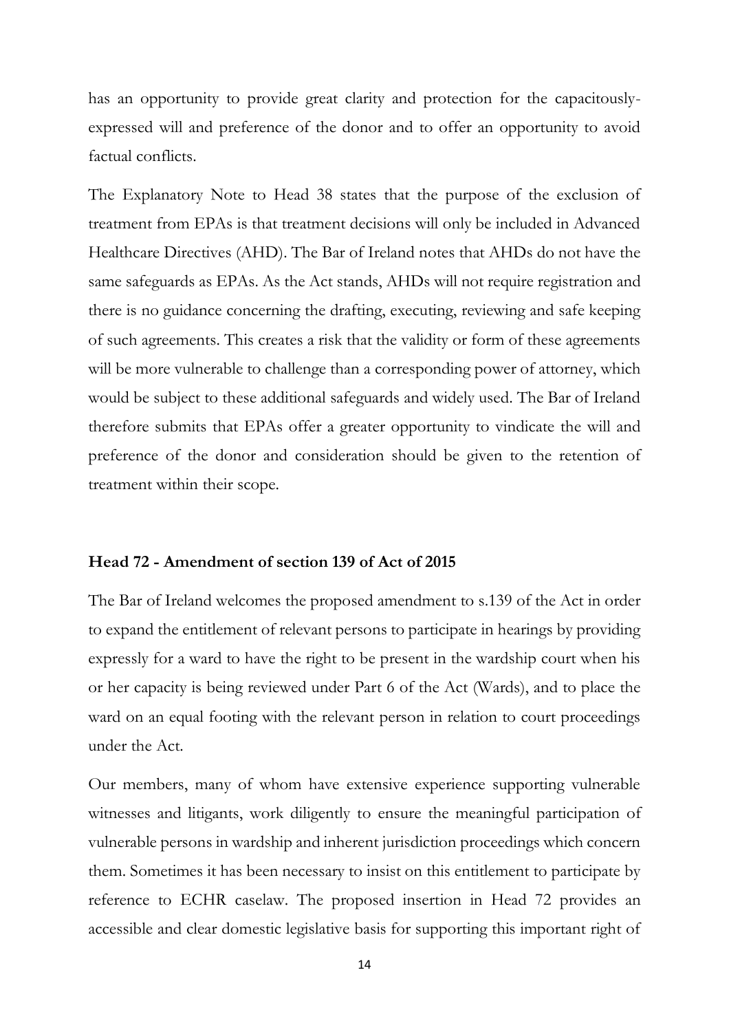has an opportunity to provide great clarity and protection for the capacitously-expressed will and preference of the donor and to offer an opportunity to avoid factual conflicts.

The Explanatory Note to Head 38 states that the purpose of the exclusion of treatment from EPAs is that treatment decisions will only be included in Advanced Healthcare Directives (AHD). The Bar of Ireland notes that AHDs do not have the same safeguards as EPAs. As the Act stands, AHDs will not require registration and there is no guidance concerning the drafting, executing, reviewing and safe keeping of such agreements. This creates a risk that the validity or form of these agreements will be more vulnerable to challenge than a corresponding power of attorney, which would be subject to these additional safeguards and widely used. The Bar of Ireland therefore submits that EPAs offer a greater opportunity to vindicate the will and preference of the donor and consideration should be given to the retention of treatment within their scope.

**Head 72 - Amendment of section 139 of Act of 2015**

The Bar of Ireland welcomes the proposed amendment to s.139 of the Act in order to expand the entitlement of relevant persons to participate in hearings by providing expressly for a ward to have the right to be present in the wardship court when his or her capacity is being reviewed under Part 6 of the Act (Wards), and to place the ward on an equal footing with the relevant person in relation to court proceedings under the Act.

Our members, many of whom have extensive experience supporting vulnerable witnesses and litigants, work diligently to ensure the meaningful participation of vulnerable persons in wardship and inherent jurisdiction proceedings which concern them. Sometimes it has been necessary to insist on this entitlement to participate by reference to ECHR caselaw. The proposed insertion in Head 72 provides an accessible and clear domestic legislative basis for supporting this important right of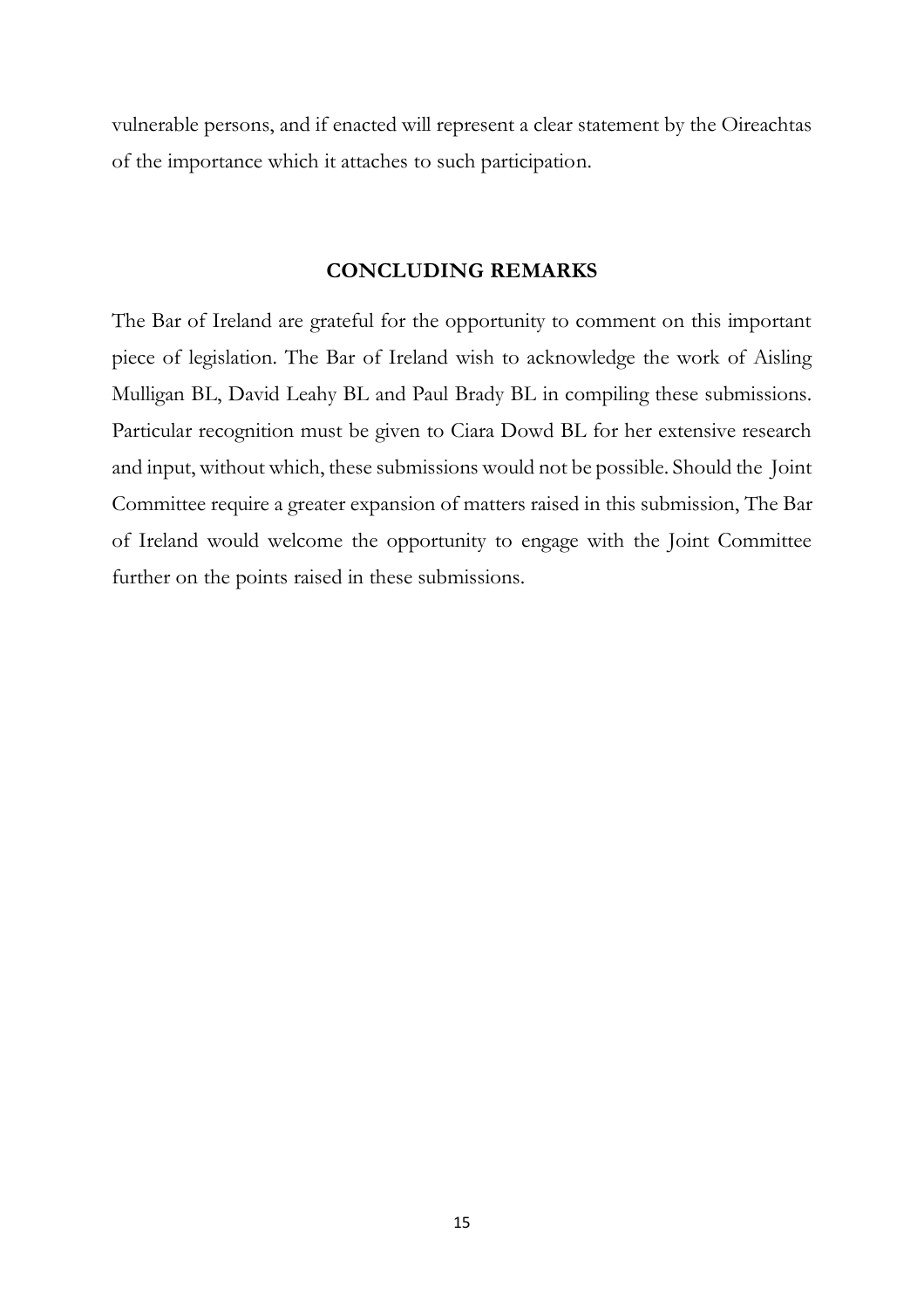vulnerable persons, and if enacted will represent a clear statement by the Oireachtas of the importance which it attaches to such participation.

## CONCLUDING REMARKS

The Bar of Ireland are grateful for the opportunity to comment on this important piece of legislation. The Bar of Ireland wish to acknowledge the work of Aisling Mulligan BL, David Leahy BL and Paul Brady BL in compiling these submissions. Particular recognition must be given to Ciara Dowd BL for her extensive research and input, without which, these submissions would not be possible. Should the Joint Committee require a greater expansion of matters raised in this submission, The Bar of Ireland would welcome the opportunity to engage with the Joint Committee further on the points raised in these submissions.